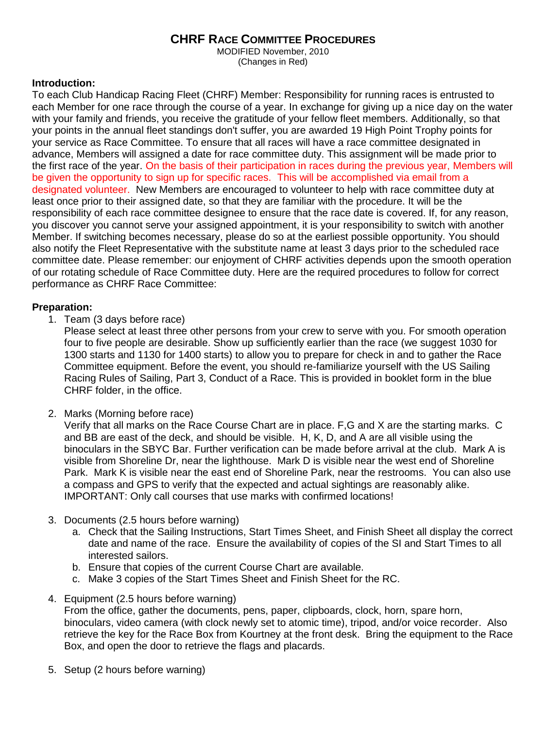# CHRF RACE COMMITTEE PROCEDURES

MODIFIED November, 2010
(Changes in Red)

**Introduction:**

To each Club Handicap Racing Fleet (CHRF) Member: Responsibility for running races is entrusted to each Member for one race through the course of a year. In exchange for giving up a nice day on the water with your family and friends, you receive the gratitude of your fellow fleet members. Additionally, so that your points in the annual fleet standings don't suffer, you are awarded 19 High Point Trophy points for your service as Race Committee. To ensure that all races will have a race committee designated in advance, Members will assigned a date for race committee duty. This assignment will be made prior to the first race of the year. On the basis of their participation in races during the previous year, Members will be given the opportunity to sign up for specific races. This will be accomplished via email from a designated volunteer. New Members are encouraged to volunteer to help with race committee duty at least once prior to their assigned date, so that they are familiar with the procedure. It will be the responsibility of each race committee designee to ensure that the race date is covered. If, for any reason, you discover you cannot serve your assigned appointment, it is your responsibility to switch with another Member. If switching becomes necessary, please do so at the earliest possible opportunity. You should also notify the Fleet Representative with the substitute name at least 3 days prior to the scheduled race committee date. Please remember: our enjoyment of CHRF activities depends upon the smooth operation of our rotating schedule of Race Committee duty. Here are the required procedures to follow for correct performance as CHRF Race Committee:

**Preparation:**

1. Team (3 days before race)
   Please select at least three other persons from your crew to serve with you. For smooth operation four to five people are desirable. Show up sufficiently earlier than the race (we suggest 1030 for 1300 starts and 1130 for 1400 starts) to allow you to prepare for check in and to gather the Race Committee equipment. Before the event, you should re-familiarize yourself with the US Sailing Racing Rules of Sailing, Part 3, Conduct of a Race. This is provided in booklet form in the blue CHRF folder, in the office.

2. Marks (Morning before race)
   Verify that all marks on the Race Course Chart are in place. F,G and X are the starting marks. C and BB are east of the deck, and should be visible. H, K, D, and A are all visible using the binoculars in the SBYC Bar. Further verification can be made before arrival at the club. Mark A is visible from Shoreline Dr, near the lighthouse. Mark D is visible near the west end of Shoreline Park. Mark K is visible near the east end of Shoreline Park, near the restrooms. You can also use a compass and GPS to verify that the expected and actual sightings are reasonably alike. IMPORTANT: Only call courses that use marks with confirmed locations!

3. Documents (2.5 hours before warning)
   a. Check that the Sailing Instructions, Start Times Sheet, and Finish Sheet all display the correct date and name of the race. Ensure the availability of copies of the SI and Start Times to all interested sailors.
   b. Ensure that copies of the current Course Chart are available.
   c. Make 3 copies of the Start Times Sheet and Finish Sheet for the RC.

4. Equipment (2.5 hours before warning)
   From the office, gather the documents, pens, paper, clipboards, clock, horn, spare horn, binoculars, video camera (with clock newly set to atomic time), tripod, and/or voice recorder. Also retrieve the key for the Race Box from Kourtney at the front desk. Bring the equipment to the Race Box, and open the door to retrieve the flags and placards.

5. Setup (2 hours before warning)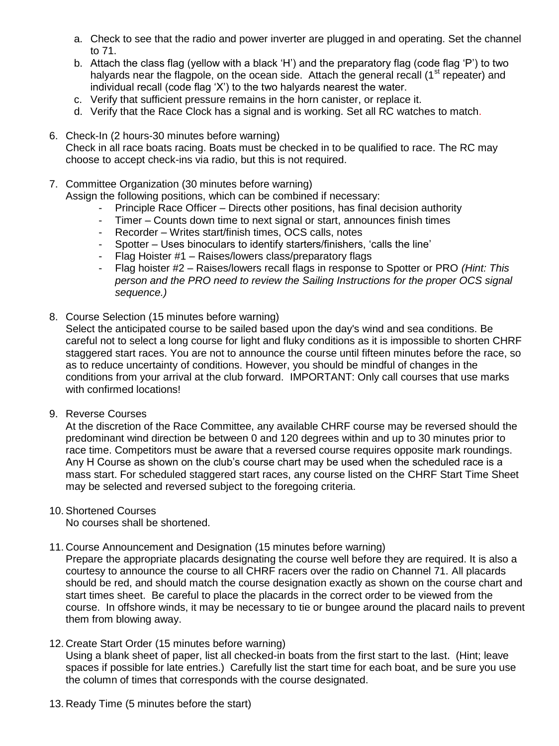a. Check to see that the radio and power inverter are plugged in and operating. Set the channel to 71.
b. Attach the class flag (yellow with a black 'H') and the preparatory flag (code flag 'P') to two halyards near the flagpole, on the ocean side. Attach the general recall (1st repeater) and individual recall (code flag 'X') to the two halyards nearest the water.
c. Verify that sufficient pressure remains in the horn canister, or replace it.
d. Verify that the Race Clock has a signal and is working. Set all RC watches to match.

6. Check-In (2 hours-30 minutes before warning)
   Check in all race boats racing. Boats must be checked in to be qualified to race. The RC may choose to accept check-ins via radio, but this is not required.

7. Committee Organization (30 minutes before warning)
   Assign the following positions, which can be combined if necessary:
   - Principle Race Officer – Directs other positions, has final decision authority
   - Timer – Counts down time to next signal or start, announces finish times
   - Recorder – Writes start/finish times, OCS calls, notes
   - Spotter – Uses binoculars to identify starters/finishers, 'calls the line'
   - Flag Hoister #1 – Raises/lowers class/preparatory flags
   - Flag hoister #2 – Raises/lowers recall flags in response to Spotter or PRO *(Hint: This person and the PRO need to review the Sailing Instructions for the proper OCS signal sequence.)*

8. Course Selection (15 minutes before warning)
   Select the anticipated course to be sailed based upon the day's wind and sea conditions. Be careful not to select a long course for light and fluky conditions as it is impossible to shorten CHRF staggered start races. You are not to announce the course until fifteen minutes before the race, so as to reduce uncertainty of conditions. However, you should be mindful of changes in the conditions from your arrival at the club forward. IMPORTANT: Only call courses that use marks with confirmed locations!

9. Reverse Courses
   At the discretion of the Race Committee, any available CHRF course may be reversed should the predominant wind direction be between 0 and 120 degrees within and up to 30 minutes prior to race time. Competitors must be aware that a reversed course requires opposite mark roundings. Any H Course as shown on the club's course chart may be used when the scheduled race is a mass start. For scheduled staggered start races, any course listed on the CHRF Start Time Sheet may be selected and reversed subject to the foregoing criteria.

10. Shortened Courses
    No courses shall be shortened.

11. Course Announcement and Designation (15 minutes before warning)
    Prepare the appropriate placards designating the course well before they are required. It is also a courtesy to announce the course to all CHRF racers over the radio on Channel 71. All placards should be red, and should match the course designation exactly as shown on the course chart and start times sheet. Be careful to place the placards in the correct order to be viewed from the course. In offshore winds, it may be necessary to tie or bungee around the placard nails to prevent them from blowing away.

12. Create Start Order (15 minutes before warning)
    Using a blank sheet of paper, list all checked-in boats from the first start to the last. (Hint; leave spaces if possible for late entries.) Carefully list the start time for each boat, and be sure you use the column of times that corresponds with the course designated.

13. Ready Time (5 minutes before the start)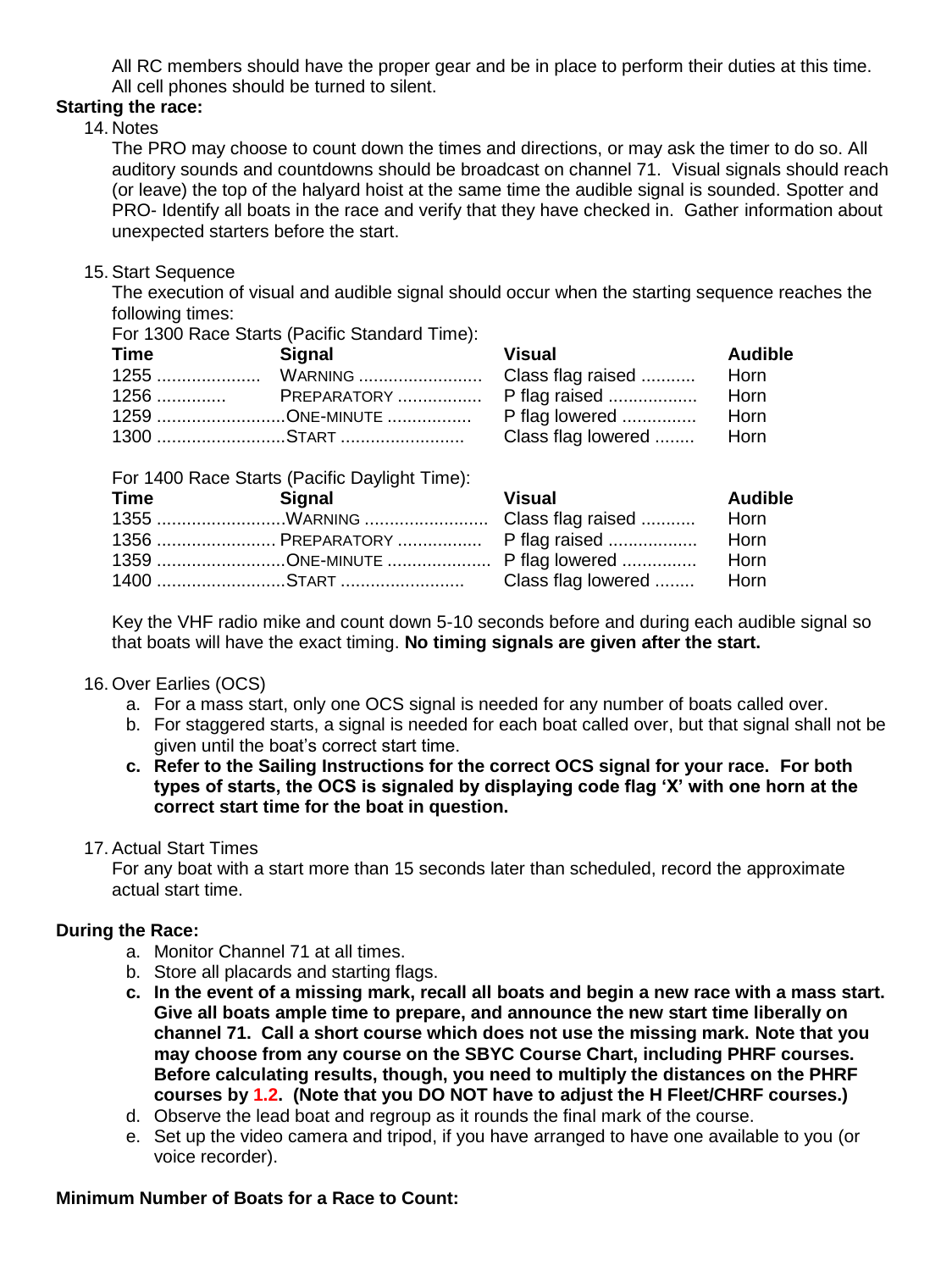All RC members should have the proper gear and be in place to perform their duties at this time. All cell phones should be turned to silent.

**Starting the race:**

14. Notes

    The PRO may choose to count down the times and directions, or may ask the timer to do so. All auditory sounds and countdowns should be broadcast on channel 71. Visual signals should reach (or leave) the top of the halyard hoist at the same time the audible signal is sounded. Spotter and PRO- Identify all boats in the race and verify that they have checked in. Gather information about unexpected starters before the start.

15. Start Sequence

    The execution of visual and audible signal should occur when the starting sequence reaches the following times:

    For 1300 Race Starts (Pacific Standard Time):

| Time | Signal | Visual | Audible |
| --- | --- | --- | --- |
| 1255 | WARNING | Class flag raised | Horn |
| 1256 | PREPARATORY | P flag raised | Horn |
| 1259 | ONE-MINUTE | P flag lowered | Horn |
| 1300 | START | Class flag lowered | Horn |

    For 1400 Race Starts (Pacific Daylight Time):

| Time | Signal | Visual | Audible |
| --- | --- | --- | --- |
| 1355 | WARNING | Class flag raised | Horn |
| 1356 | PREPARATORY | P flag raised | Horn |
| 1359 | ONE-MINUTE | P flag lowered | Horn |
| 1400 | START | Class flag lowered | Horn |

    Key the VHF radio mike and count down 5-10 seconds before and during each audible signal so that boats will have the exact timing. **No timing signals are given after the start.**

16. Over Earlies (OCS)
    a. For a mass start, only one OCS signal is needed for any number of boats called over.
    b. For staggered starts, a signal is needed for each boat called over, but that signal shall not be given until the boat's correct start time.
    c. **Refer to the Sailing Instructions for the correct OCS signal for your race. For both types of starts, the OCS is signaled by displaying code flag 'X' with one horn at the correct start time for the boat in question.**

17. Actual Start Times

    For any boat with a start more than 15 seconds later than scheduled, record the approximate actual start time.

**During the Race:**

a. Monitor Channel 71 at all times.
b. Store all placards and starting flags.
c. **In the event of a missing mark, recall all boats and begin a new race with a mass start. Give all boats ample time to prepare, and announce the new start time liberally on channel 71. Call a short course which does not use the missing mark. Note that you may choose from any course on the SBYC Course Chart, including PHRF courses. Before calculating results, though, you need to multiply the distances on the PHRF courses by 1.2. (Note that you DO NOT have to adjust the H Fleet/CHRF courses.)**
d. Observe the lead boat and regroup as it rounds the final mark of the course.
e. Set up the video camera and tripod, if you have arranged to have one available to you (or voice recorder).

**Minimum Number of Boats for a Race to Count:**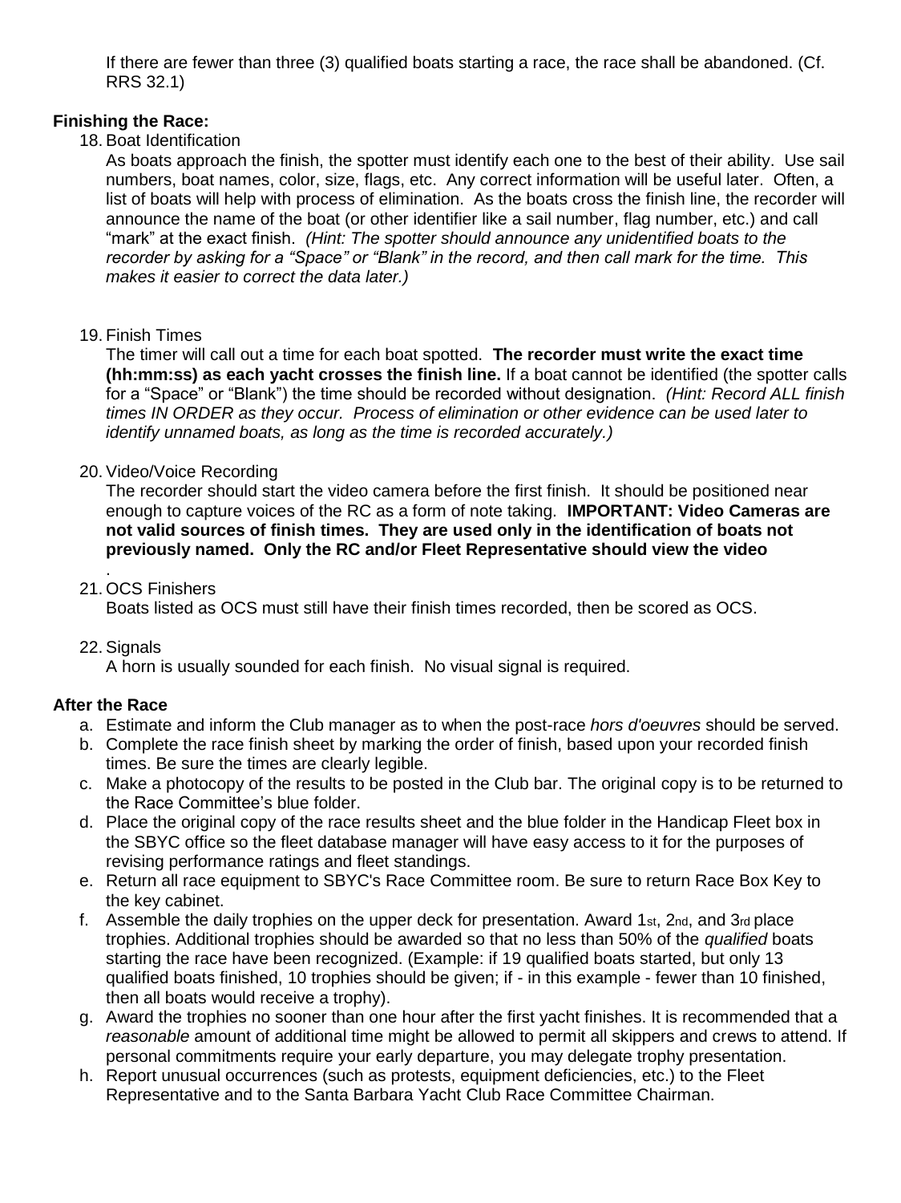If there are fewer than three (3) qualified boats starting a race, the race shall be abandoned. (Cf. RRS 32.1)

**Finishing the Race:**

18. Boat Identification

    As boats approach the finish, the spotter must identify each one to the best of their ability. Use sail numbers, boat names, color, size, flags, etc. Any correct information will be useful later. Often, a list of boats will help with process of elimination. As the boats cross the finish line, the recorder will announce the name of the boat (or other identifier like a sail number, flag number, etc.) and call "mark" at the exact finish. *(Hint: The spotter should announce any unidentified boats to the recorder by asking for a "Space" or "Blank" in the record, and then call mark for the time. This makes it easier to correct the data later.)*

19. Finish Times

    The timer will call out a time for each boat spotted. **The recorder must write the exact time (hh:mm:ss) as each yacht crosses the finish line.** If a boat cannot be identified (the spotter calls for a "Space" or "Blank") the time should be recorded without designation. *(Hint: Record ALL finish times IN ORDER as they occur. Process of elimination or other evidence can be used later to identify unnamed boats, as long as the time is recorded accurately.)*

20. Video/Voice Recording

    The recorder should start the video camera before the first finish. It should be positioned near enough to capture voices of the RC as a form of note taking. **IMPORTANT: Video Cameras are not valid sources of finish times. They are used only in the identification of boats not previously named. Only the RC and/or Fleet Representative should view the video**
    .

21. OCS Finishers

    Boats listed as OCS must still have their finish times recorded, then be scored as OCS.

22. Signals

    A horn is usually sounded for each finish. No visual signal is required.

**After the Race**

a. Estimate and inform the Club manager as to when the post-race *hors d'oeuvres* should be served.
b. Complete the race finish sheet by marking the order of finish, based upon your recorded finish times. Be sure the times are clearly legible.
c. Make a photocopy of the results to be posted in the Club bar. The original copy is to be returned to the Race Committee's blue folder.
d. Place the original copy of the race results sheet and the blue folder in the Handicap Fleet box in the SBYC office so the fleet database manager will have easy access to it for the purposes of revising performance ratings and fleet standings.
e. Return all race equipment to SBYC's Race Committee room. Be sure to return Race Box Key to the key cabinet.
f. Assemble the daily trophies on the upper deck for presentation. Award 1st, 2nd, and 3rd place trophies. Additional trophies should be awarded so that no less than 50% of the *qualified* boats starting the race have been recognized. (Example: if 19 qualified boats started, but only 13 qualified boats finished, 10 trophies should be given; if - in this example - fewer than 10 finished, then all boats would receive a trophy).
g. Award the trophies no sooner than one hour after the first yacht finishes. It is recommended that a *reasonable* amount of additional time might be allowed to permit all skippers and crews to attend. If personal commitments require your early departure, you may delegate trophy presentation.
h. Report unusual occurrences (such as protests, equipment deficiencies, etc.) to the Fleet Representative and to the Santa Barbara Yacht Club Race Committee Chairman.